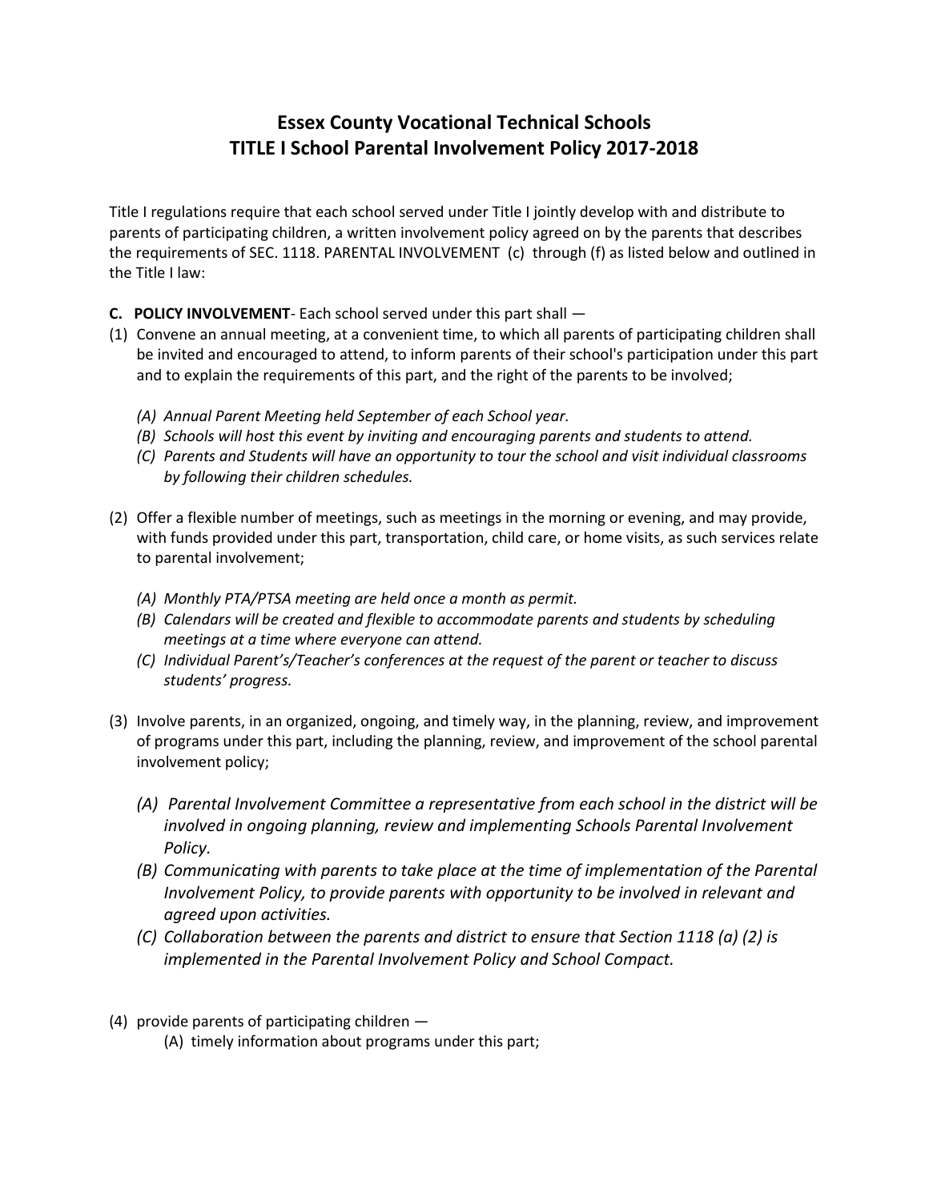# Essex County Vocational Technical Schools
# TITLE I School Parental Involvement Policy 2017-2018

Title I regulations require that each school served under Title I jointly develop with and distribute to parents of participating children, a written involvement policy agreed on by the parents that describes the requirements of SEC. 1118. PARENTAL INVOLVEMENT (c) through (f) as listed below and outlined in the Title I law:

**C. POLICY INVOLVEMENT**- Each school served under this part shall —

(1) Convene an annual meeting, at a convenient time, to which all parents of participating children shall be invited and encouraged to attend, to inform parents of their school's participation under this part and to explain the requirements of this part, and the right of the parents to be involved;

  *(A) Annual Parent Meeting held September of each School year.*
  *(B) Schools will host this event by inviting and encouraging parents and students to attend.*
  *(C) Parents and Students will have an opportunity to tour the school and visit individual classrooms by following their children schedules.*

(2) Offer a flexible number of meetings, such as meetings in the morning or evening, and may provide, with funds provided under this part, transportation, child care, or home visits, as such services relate to parental involvement;

  *(A) Monthly PTA/PTSA meeting are held once a month as permit.*
  *(B) Calendars will be created and flexible to accommodate parents and students by scheduling meetings at a time where everyone can attend.*
  *(C) Individual Parent's/Teacher's conferences at the request of the parent or teacher to discuss students' progress.*

(3) Involve parents, in an organized, ongoing, and timely way, in the planning, review, and improvement of programs under this part, including the planning, review, and improvement of the school parental involvement policy;

  *(A) Parental Involvement Committee a representative from each school in the district will be involved in ongoing planning, review and implementing Schools Parental Involvement Policy.*
  *(B) Communicating with parents to take place at the time of implementation of the Parental Involvement Policy, to provide parents with opportunity to be involved in relevant and agreed upon activities.*
  *(C) Collaboration between the parents and district to ensure that Section 1118 (a) (2) is implemented in the Parental Involvement Policy and School Compact.*

(4) provide parents of participating children —

  (A) timely information about programs under this part;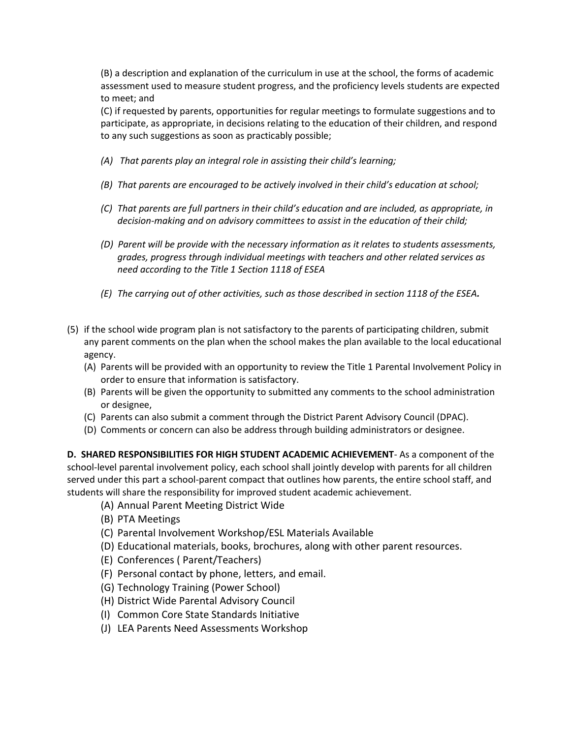(B) a description and explanation of the curriculum in use at the school, the forms of academic assessment used to measure student progress, and the proficiency levels students are expected to meet; and

(C) if requested by parents, opportunities for regular meetings to formulate suggestions and to participate, as appropriate, in decisions relating to the education of their children, and respond to any such suggestions as soon as practicably possible;

*(A) That parents play an integral role in assisting their child's learning;*

*(B) That parents are encouraged to be actively involved in their child's education at school;*

*(C) That parents are full partners in their child's education and are included, as appropriate, in decision-making and on advisory committees to assist in the education of their child;*

*(D) Parent will be provide with the necessary information as it relates to students assessments, grades, progress through individual meetings with teachers and other related services as need according to the Title 1 Section 1118 of ESEA*

*(E) The carrying out of other activities, such as those described in section 1118 of the ESEA.*

(5) if the school wide program plan is not satisfactory to the parents of participating children, submit any parent comments on the plan when the school makes the plan available to the local educational agency.
   - (A) Parents will be provided with an opportunity to review the Title 1 Parental Involvement Policy in order to ensure that information is satisfactory.
   - (B) Parents will be given the opportunity to submitted any comments to the school administration or designee,
   - (C) Parents can also submit a comment through the District Parent Advisory Council (DPAC).
   - (D) Comments or concern can also be address through building administrators or designee.

**D. SHARED RESPONSIBILITIES FOR HIGH STUDENT ACADEMIC ACHIEVEMENT**- As a component of the school-level parental involvement policy, each school shall jointly develop with parents for all children served under this part a school-parent compact that outlines how parents, the entire school staff, and students will share the responsibility for improved student academic achievement.

- (A) Annual Parent Meeting District Wide
- (B) PTA Meetings
- (C) Parental Involvement Workshop/ESL Materials Available
- (D) Educational materials, books, brochures, along with other parent resources.
- (E) Conferences ( Parent/Teachers)
- (F) Personal contact by phone, letters, and email.
- (G) Technology Training (Power School)
- (H) District Wide Parental Advisory Council
- (I) Common Core State Standards Initiative
- (J) LEA Parents Need Assessments Workshop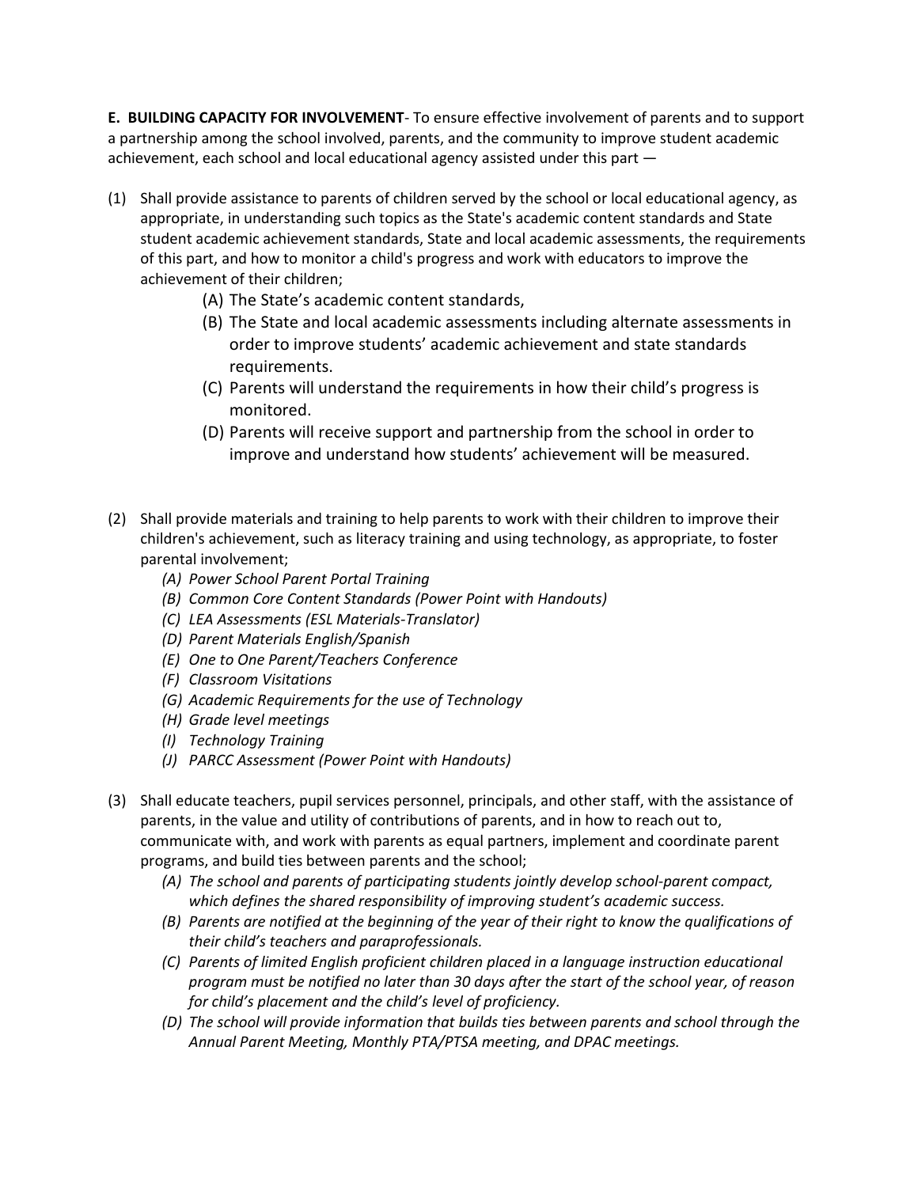**E. BUILDING CAPACITY FOR INVOLVEMENT**- To ensure effective involvement of parents and to support a partnership among the school involved, parents, and the community to improve student academic achievement, each school and local educational agency assisted under this part —

(1) Shall provide assistance to parents of children served by the school or local educational agency, as appropriate, in understanding such topics as the State's academic content standards and State student academic achievement standards, State and local academic assessments, the requirements of this part, and how to monitor a child's progress and work with educators to improve the achievement of their children;
   - (A) The State's academic content standards,
   - (B) The State and local academic assessments including alternate assessments in order to improve students' academic achievement and state standards requirements.
   - (C) Parents will understand the requirements in how their child's progress is monitored.
   - (D) Parents will receive support and partnership from the school in order to improve and understand how students' achievement will be measured.

(2) Shall provide materials and training to help parents to work with their children to improve their children's achievement, such as literacy training and using technology, as appropriate, to foster parental involvement;
   - *(A) Power School Parent Portal Training*
   - *(B) Common Core Content Standards (Power Point with Handouts)*
   - *(C) LEA Assessments (ESL Materials-Translator)*
   - *(D) Parent Materials English/Spanish*
   - *(E) One to One Parent/Teachers Conference*
   - *(F) Classroom Visitations*
   - *(G) Academic Requirements for the use of Technology*
   - *(H) Grade level meetings*
   - *(I) Technology Training*
   - *(J) PARCC Assessment (Power Point with Handouts)*

(3) Shall educate teachers, pupil services personnel, principals, and other staff, with the assistance of parents, in the value and utility of contributions of parents, and in how to reach out to, communicate with, and work with parents as equal partners, implement and coordinate parent programs, and build ties between parents and the school;
   - *(A) The school and parents of participating students jointly develop school-parent compact, which defines the shared responsibility of improving student's academic success.*
   - *(B) Parents are notified at the beginning of the year of their right to know the qualifications of their child's teachers and paraprofessionals.*
   - *(C) Parents of limited English proficient children placed in a language instruction educational program must be notified no later than 30 days after the start of the school year, of reason for child's placement and the child's level of proficiency.*
   - *(D) The school will provide information that builds ties between parents and school through the Annual Parent Meeting, Monthly PTA/PTSA meeting, and DPAC meetings.*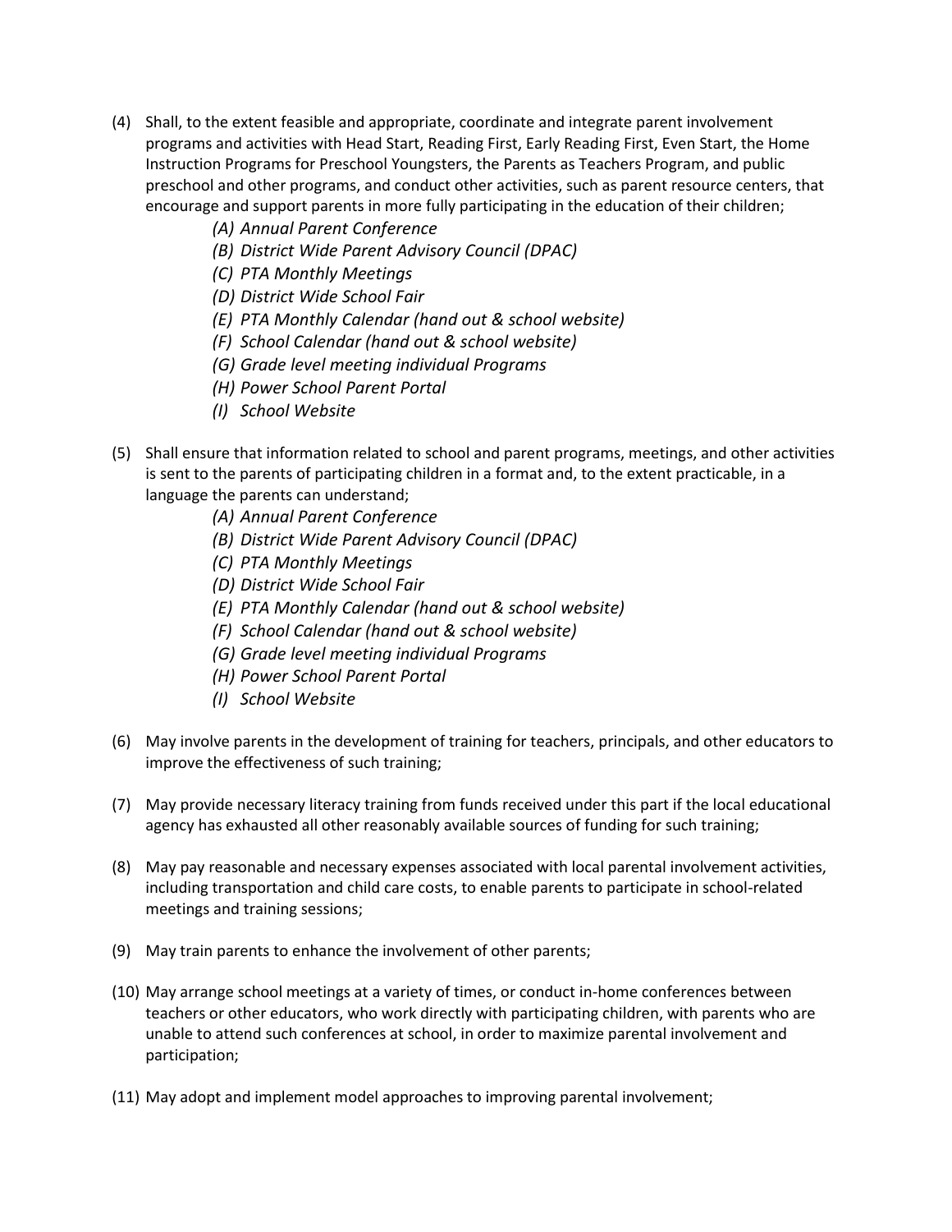(4) Shall, to the extent feasible and appropriate, coordinate and integrate parent involvement programs and activities with Head Start, Reading First, Early Reading First, Even Start, the Home Instruction Programs for Preschool Youngsters, the Parents as Teachers Program, and public preschool and other programs, and conduct other activities, such as parent resource centers, that encourage and support parents in more fully participating in the education of their children;

   *(A) Annual Parent Conference*
   *(B) District Wide Parent Advisory Council (DPAC)*
   *(C) PTA Monthly Meetings*
   *(D) District Wide School Fair*
   *(E) PTA Monthly Calendar (hand out & school website)*
   *(F) School Calendar (hand out & school website)*
   *(G) Grade level meeting individual Programs*
   *(H) Power School Parent Portal*
   *(I) School Website*

(5) Shall ensure that information related to school and parent programs, meetings, and other activities is sent to the parents of participating children in a format and, to the extent practicable, in a language the parents can understand;

   *(A) Annual Parent Conference*
   *(B) District Wide Parent Advisory Council (DPAC)*
   *(C) PTA Monthly Meetings*
   *(D) District Wide School Fair*
   *(E) PTA Monthly Calendar (hand out & school website)*
   *(F) School Calendar (hand out & school website)*
   *(G) Grade level meeting individual Programs*
   *(H) Power School Parent Portal*
   *(I) School Website*

(6) May involve parents in the development of training for teachers, principals, and other educators to improve the effectiveness of such training;

(7) May provide necessary literacy training from funds received under this part if the local educational agency has exhausted all other reasonably available sources of funding for such training;

(8) May pay reasonable and necessary expenses associated with local parental involvement activities, including transportation and child care costs, to enable parents to participate in school-related meetings and training sessions;

(9) May train parents to enhance the involvement of other parents;

(10) May arrange school meetings at a variety of times, or conduct in-home conferences between teachers or other educators, who work directly with participating children, with parents who are unable to attend such conferences at school, in order to maximize parental involvement and participation;

(11) May adopt and implement model approaches to improving parental involvement;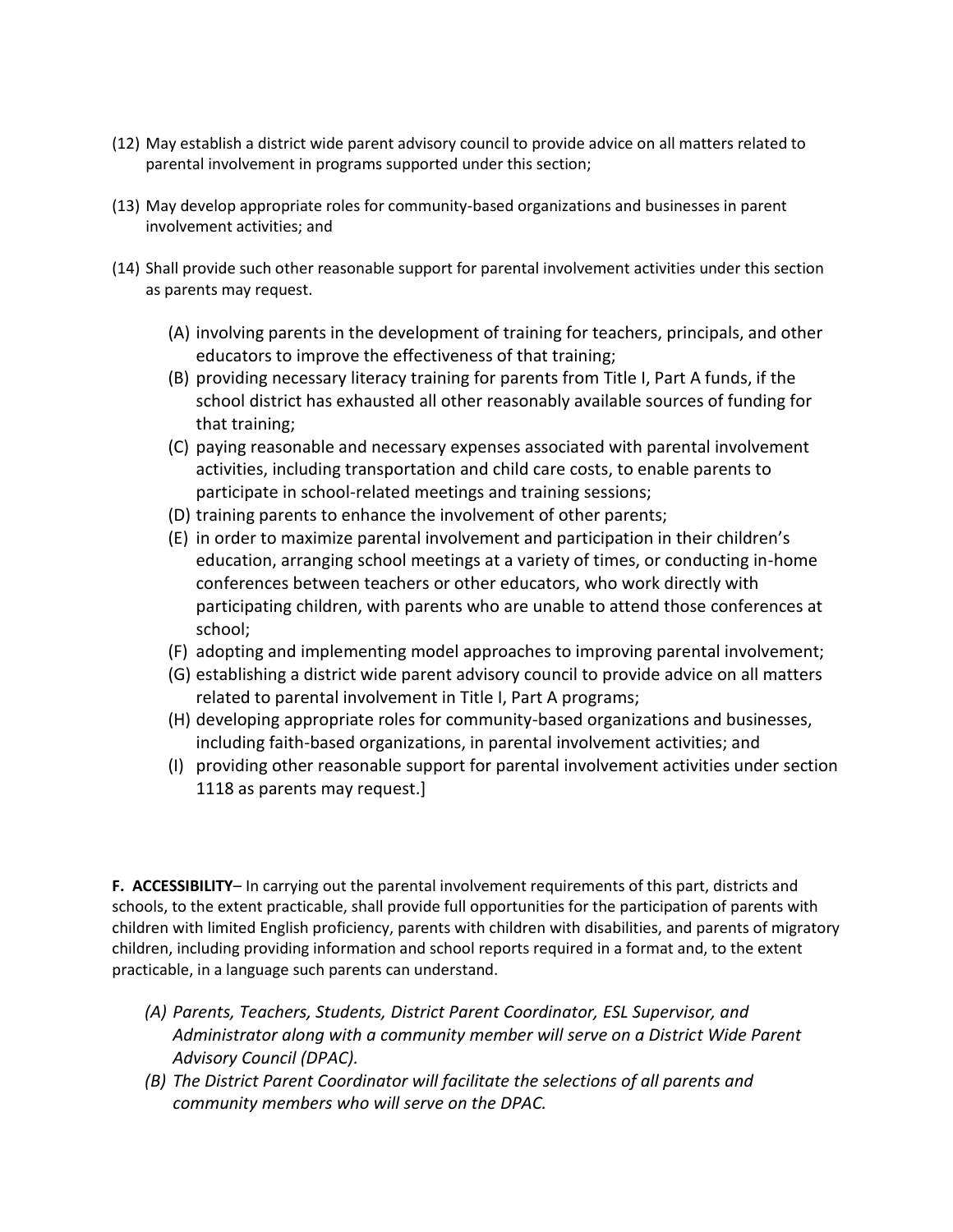(12) May establish a district wide parent advisory council to provide advice on all matters related to parental involvement in programs supported under this section;

(13) May develop appropriate roles for community-based organizations and businesses in parent involvement activities; and

(14) Shall provide such other reasonable support for parental involvement activities under this section as parents may request.

(A) involving parents in the development of training for teachers, principals, and other educators to improve the effectiveness of that training;
(B) providing necessary literacy training for parents from Title I, Part A funds, if the school district has exhausted all other reasonably available sources of funding for that training;
(C) paying reasonable and necessary expenses associated with parental involvement activities, including transportation and child care costs, to enable parents to participate in school-related meetings and training sessions;
(D) training parents to enhance the involvement of other parents;
(E) in order to maximize parental involvement and participation in their children's education, arranging school meetings at a variety of times, or conducting in-home conferences between teachers or other educators, who work directly with participating children, with parents who are unable to attend those conferences at school;
(F) adopting and implementing model approaches to improving parental involvement;
(G) establishing a district wide parent advisory council to provide advice on all matters related to parental involvement in Title I, Part A programs;
(H) developing appropriate roles for community-based organizations and businesses, including faith-based organizations, in parental involvement activities; and
(I) providing other reasonable support for parental involvement activities under section 1118 as parents may request.]

**F. ACCESSIBILITY**– In carrying out the parental involvement requirements of this part, districts and schools, to the extent practicable, shall provide full opportunities for the participation of parents with children with limited English proficiency, parents with children with disabilities, and parents of migratory children, including providing information and school reports required in a format and, to the extent practicable, in a language such parents can understand.

*(A) Parents, Teachers, Students, District Parent Coordinator, ESL Supervisor, and Administrator along with a community member will serve on a District Wide Parent Advisory Council (DPAC).*
*(B) The District Parent Coordinator will facilitate the selections of all parents and community members who will serve on the DPAC.*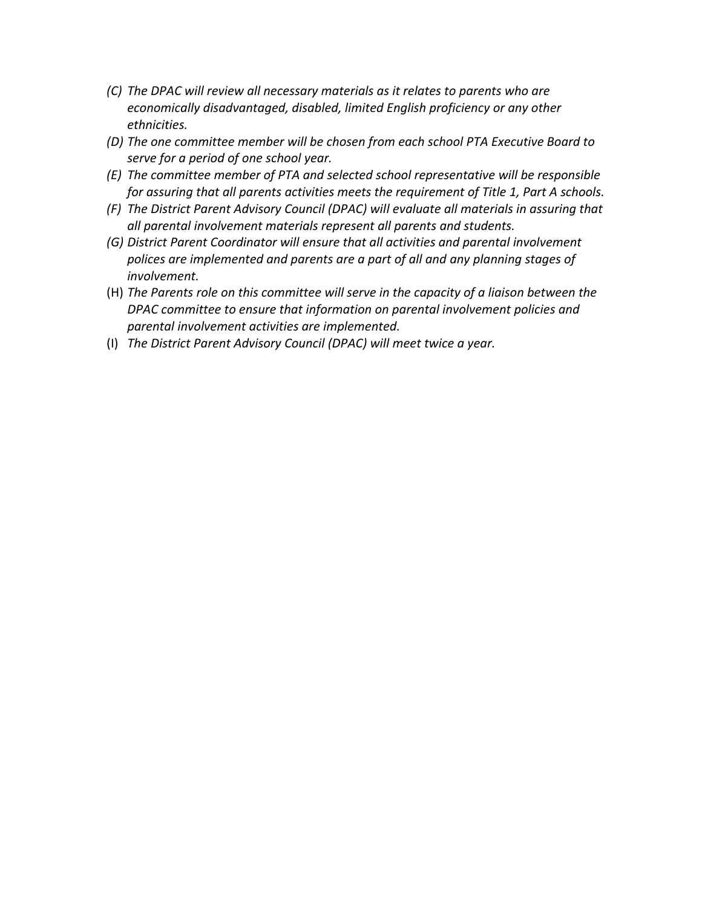- *(C) The DPAC will review all necessary materials as it relates to parents who are economically disadvantaged, disabled, limited English proficiency or any other ethnicities.*
- *(D) The one committee member will be chosen from each school PTA Executive Board to serve for a period of one school year.*
- *(E) The committee member of PTA and selected school representative will be responsible for assuring that all parents activities meets the requirement of Title 1, Part A schools.*
- *(F) The District Parent Advisory Council (DPAC) will evaluate all materials in assuring that all parental involvement materials represent all parents and students.*
- *(G) District Parent Coordinator will ensure that all activities and parental involvement polices are implemented and parents are a part of all and any planning stages of involvement.*
- (H) *The Parents role on this committee will serve in the capacity of a liaison between the DPAC committee to ensure that information on parental involvement policies and parental involvement activities are implemented.*
- (I) *The District Parent Advisory Council (DPAC) will meet twice a year.*